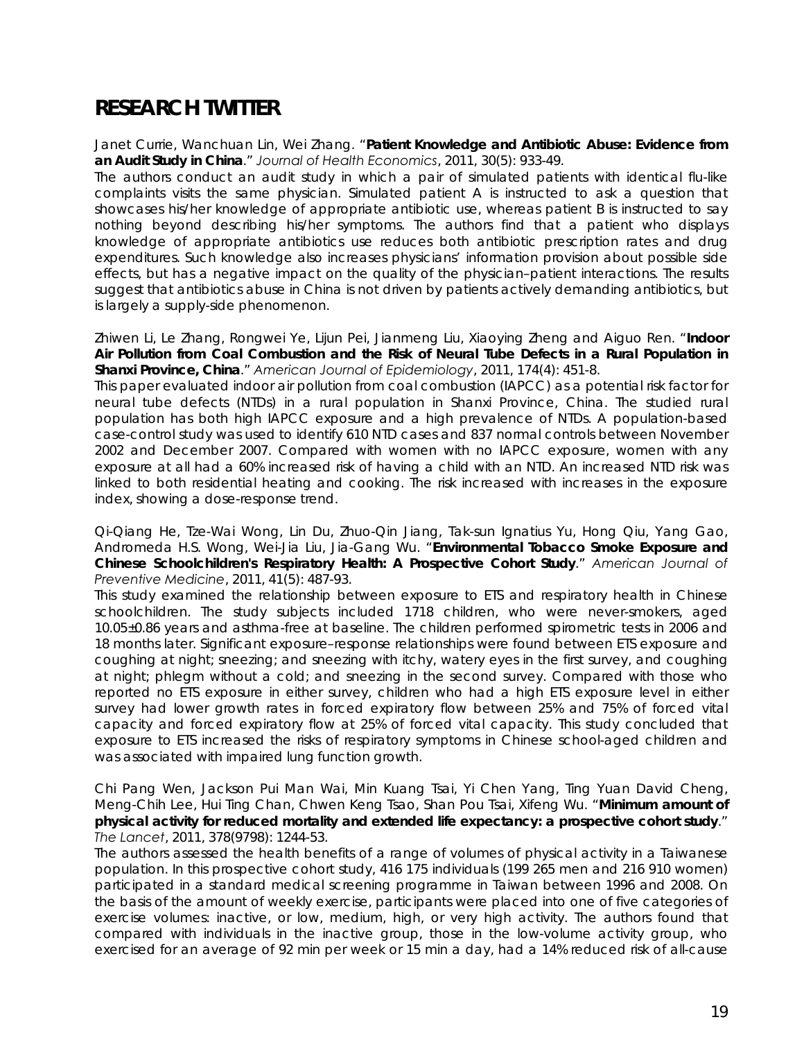# RESEARCH TWITTER

Janet Currie, Wanchuan Lin, Wei Zhang. "**Patient Knowledge and Antibiotic Abuse: Evidence from an Audit Study in China**." *Journal of Health Economics*, 2011, 30(5): 933-49.

The authors conduct an audit study in which a pair of simulated patients with identical flu-like complaints visits the same physician. Simulated patient A is instructed to ask a question that showcases his/her knowledge of appropriate antibiotic use, whereas patient B is instructed to say nothing beyond describing his/her symptoms. The authors find that a patient who displays knowledge of appropriate antibiotics use reduces both antibiotic prescription rates and drug expenditures. Such knowledge also increases physicians' information provision about possible side effects, but has a negative impact on the quality of the physician–patient interactions. The results suggest that antibiotics abuse in China is not driven by patients actively demanding antibiotics, but is largely a supply-side phenomenon.

Zhiwen Li, Le Zhang, Rongwei Ye, Lijun Pei, Jianmeng Liu, Xiaoying Zheng and Aiguo Ren. "**Indoor Air Pollution from Coal Combustion and the Risk of Neural Tube Defects in a Rural Population in Shanxi Province, China**." *American Journal of Epidemiology*, 2011, 174(4): 451-8.

This paper evaluated indoor air pollution from coal combustion (IAPCC) as a potential risk factor for neural tube defects (NTDs) in a rural population in Shanxi Province, China. The studied rural population has both high IAPCC exposure and a high prevalence of NTDs. A population-based case-control study was used to identify 610 NTD cases and 837 normal controls between November 2002 and December 2007. Compared with women with no IAPCC exposure, women with any exposure at all had a 60% increased risk of having a child with an NTD. An increased NTD risk was linked to both residential heating and cooking. The risk increased with increases in the exposure index, showing a dose-response trend.

Qi-Qiang He, Tze-Wai Wong, Lin Du, Zhuo-Qin Jiang, Tak-sun Ignatius Yu, Hong Qiu, Yang Gao, Andromeda H.S. Wong, Wei-Jia Liu, Jia-Gang Wu. "**Environmental Tobacco Smoke Exposure and Chinese Schoolchildren's Respiratory Health: A Prospective Cohort Study**." *American Journal of Preventive Medicine*, 2011, 41(5): 487-93.

This study examined the relationship between exposure to ETS and respiratory health in Chinese schoolchildren. The study subjects included 1718 children, who were never-smokers, aged 10.05±0.86 years and asthma-free at baseline. The children performed spirometric tests in 2006 and 18 months later. Significant exposure–response relationships were found between ETS exposure and coughing at night; sneezing; and sneezing with itchy, watery eyes in the first survey, and coughing at night; phlegm without a cold; and sneezing in the second survey. Compared with those who reported no ETS exposure in either survey, children who had a high ETS exposure level in either survey had lower growth rates in forced expiratory flow between 25% and 75% of forced vital capacity and forced expiratory flow at 25% of forced vital capacity. This study concluded that exposure to ETS increased the risks of respiratory symptoms in Chinese school-aged children and was associated with impaired lung function growth.

Chi Pang Wen, Jackson Pui Man Wai, Min Kuang Tsai, Yi Chen Yang, Ting Yuan David Cheng, Meng-Chih Lee, Hui Ting Chan, Chwen Keng Tsao, Shan Pou Tsai, Xifeng Wu. "**Minimum amount of physical activity for reduced mortality and extended life expectancy: a prospective cohort study**." *The Lancet*, 2011, 378(9798): 1244-53.

The authors assessed the health benefits of a range of volumes of physical activity in a Taiwanese population. In this prospective cohort study, 416 175 individuals (199 265 men and 216 910 women) participated in a standard medical screening programme in Taiwan between 1996 and 2008. On the basis of the amount of weekly exercise, participants were placed into one of five categories of exercise volumes: inactive, or low, medium, high, or very high activity. The authors found that compared with individuals in the inactive group, those in the low-volume activity group, who exercised for an average of 92 min per week or 15 min a day, had a 14% reduced risk of all-cause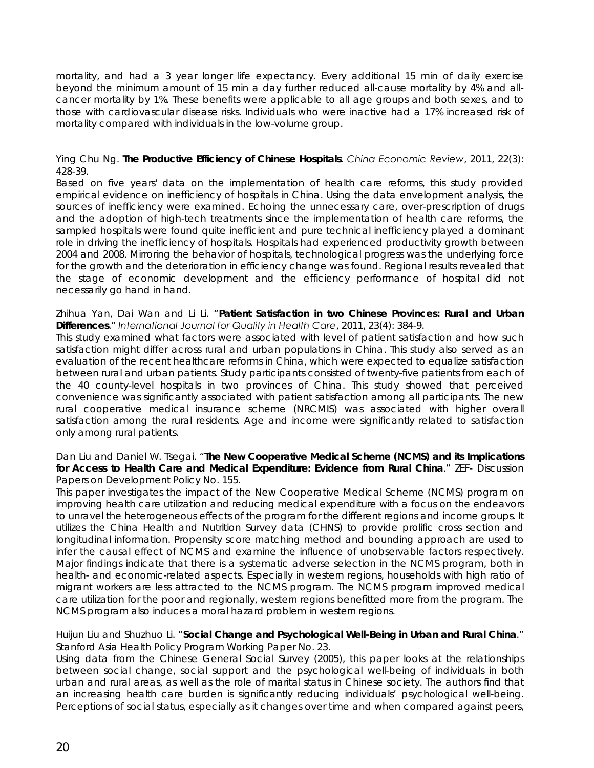mortality, and had a 3 year longer life expectancy. Every additional 15 min of daily exercise beyond the minimum amount of 15 min a day further reduced all-cause mortality by 4% and all-cancer mortality by 1%. These benefits were applicable to all age groups and both sexes, and to those with cardiovascular disease risks. Individuals who were inactive had a 17% increased risk of mortality compared with individuals in the low-volume group.

Ying Chu Ng. **The Productive Efficiency of Chinese Hospitals**. *China Economic Review*, 2011, 22(3): 428-39.

Based on five years' data on the implementation of health care reforms, this study provided empirical evidence on inefficiency of hospitals in China. Using the data envelopment analysis, the sources of inefficiency were examined. Echoing the unnecessary care, over-prescription of drugs and the adoption of high-tech treatments since the implementation of health care reforms, the sampled hospitals were found quite inefficient and pure technical inefficiency played a dominant role in driving the inefficiency of hospitals. Hospitals had experienced productivity growth between 2004 and 2008. Mirroring the behavior of hospitals, technological progress was the underlying force for the growth and the deterioration in efficiency change was found. Regional results revealed that the stage of economic development and the efficiency performance of hospital did not necessarily go hand in hand.

Zhihua Yan, Dai Wan and Li Li. "**Patient Satisfaction in two Chinese Provinces: Rural and Urban Differences**." *International Journal for Quality in Health Care*, 2011, 23(4): 384-9.

This study examined what factors were associated with level of patient satisfaction and how such satisfaction might differ across rural and urban populations in China. This study also served as an evaluation of the recent healthcare reforms in China, which were expected to equalize satisfaction between rural and urban patients. Study participants consisted of twenty-five patients from each of the 40 county-level hospitals in two provinces of China. This study showed that perceived convenience was significantly associated with patient satisfaction among all participants. The new rural cooperative medical insurance scheme (NRCMIS) was associated with higher overall satisfaction among the rural residents. Age and income were significantly related to satisfaction only among rural patients.

Dan Liu and Daniel W. Tsegai. "**The New Cooperative Medical Scheme (NCMS) and its Implications for Access to Health Care and Medical Expenditure: Evidence from Rural China**." ZEF- Discussion Papers on Development Policy No. 155.

This paper investigates the impact of the New Cooperative Medical Scheme (NCMS) program on improving health care utilization and reducing medical expenditure with a focus on the endeavors to unravel the heterogeneous effects of the program for the different regions and income groups. It utilizes the China Health and Nutrition Survey data (CHNS) to provide prolific cross section and longitudinal information. Propensity score matching method and bounding approach are used to infer the causal effect of NCMS and examine the influence of unobservable factors respectively. Major findings indicate that there is a systematic adverse selection in the NCMS program, both in health- and economic-related aspects. Especially in western regions, households with high ratio of migrant workers are less attracted to the NCMS program. The NCMS program improved medical care utilization for the poor and regionally, western regions benefitted more from the program. The NCMS program also induces a moral hazard problem in western regions.

Huijun Liu and Shuzhuo Li. "**Social Change and Psychological Well-Being in Urban and Rural China**." Stanford Asia Health Policy Program Working Paper No. 23.

Using data from the Chinese General Social Survey (2005), this paper looks at the relationships between social change, social support and the psychological well-being of individuals in both urban and rural areas, as well as the role of marital status in Chinese society. The authors find that an increasing health care burden is significantly reducing individuals' psychological well-being. Perceptions of social status, especially as it changes over time and when compared against peers,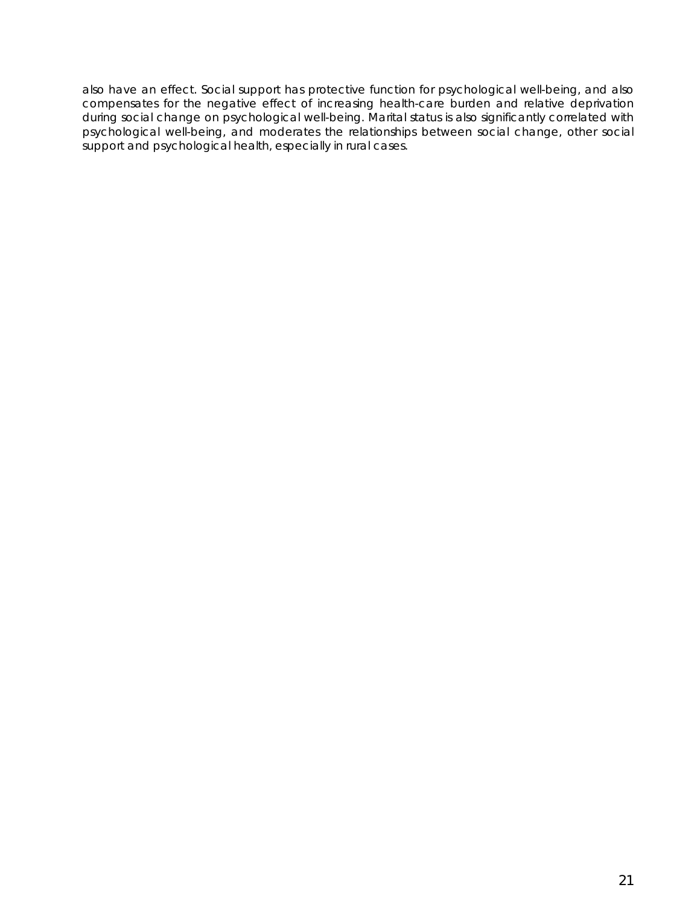also have an effect. Social support has protective function for psychological well-being, and also compensates for the negative effect of increasing health-care burden and relative deprivation during social change on psychological well-being. Marital status is also significantly correlated with psychological well-being, and moderates the relationships between social change, other social support and psychological health, especially in rural cases.